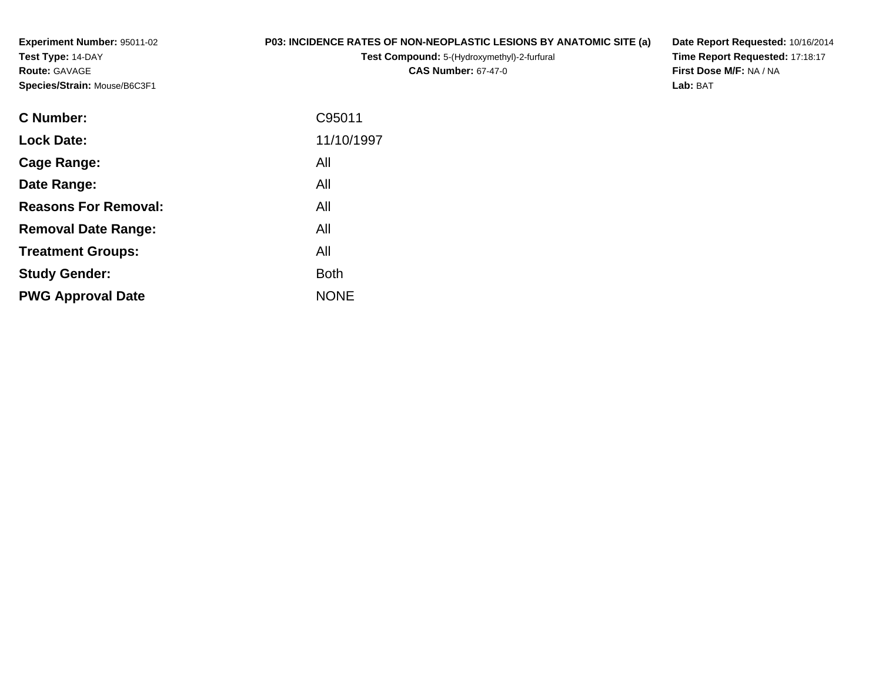**Experiment Number:** 95011-02
**Test Type:** 14-DAY
**Route:** GAVAGE
**Species/Strain:** Mouse/B6C3F1

**P03: INCIDENCE RATES OF NON-NEOPLASTIC LESIONS BY ANATOMIC SITE (a)**
**Test Compound:** 5-(Hydroxymethyl)-2-furfural
**CAS Number:** 67-47-0

**Date Report Requested:** 10/16/2014
**Time Report Requested:** 17:18:17
**First Dose M/F:** NA / NA
**Lab:** BAT

| | |
|---|---|
| **C Number:** | C95011 |
| **Lock Date:** | 11/10/1997 |
| **Cage Range:** | All |
| **Date Range:** | All |
| **Reasons For Removal:** | All |
| **Removal Date Range:** | All |
| **Treatment Groups:** | All |
| **Study Gender:** | Both |
| **PWG Approval Date** | NONE |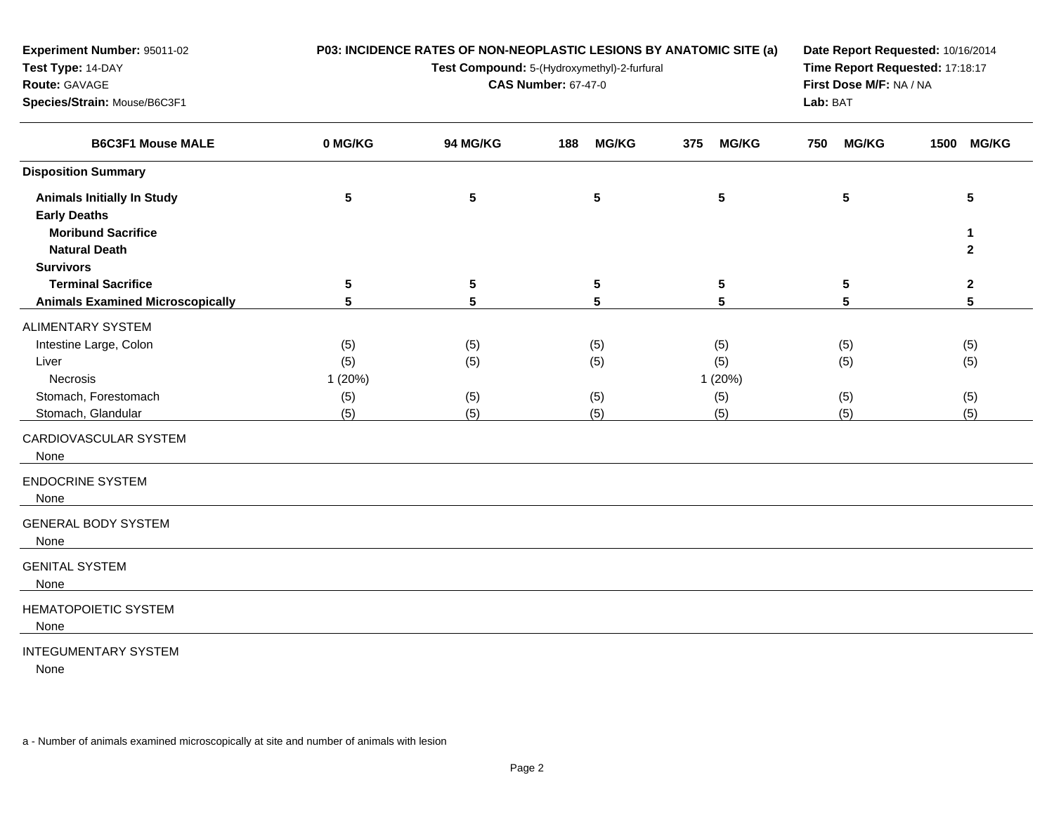**Experiment Number:** 95011-02
**Test Type:** 14-DAY
**Route:** GAVAGE
**Species/Strain:** Mouse/B6C3F1

**P03: INCIDENCE RATES OF NON-NEOPLASTIC LESIONS BY ANATOMIC SITE (a)**
**Test Compound:** 5-(Hydroxymethyl)-2-furfural
**CAS Number:** 67-47-0

**Date Report Requested:** 10/16/2014
**Time Report Requested:** 17:18:17
**First Dose M/F:** NA / NA
**Lab:** BAT

| B6C3F1 Mouse MALE | 0 MG/KG | 94 MG/KG | 188 MG/KG | 375 MG/KG | 750 MG/KG | 1500 MG/KG |
|---|---|---|---|---|---|---|
| **Disposition Summary** | | | | | | |
| **Animals Initially In Study** | 5 | 5 | 5 | 5 | 5 | 5 |
| **Early Deaths** | | | | | | |
| **Moribund Sacrifice** | | | | | | 1 |
| **Natural Death** | | | | | | 2 |
| **Survivors** | | | | | | |
| **Terminal Sacrifice** | 5 | 5 | 5 | 5 | 5 | 2 |
| **Animals Examined Microscopically** | 5 | 5 | 5 | 5 | 5 | 5 |
| ALIMENTARY SYSTEM | | | | | | |
| Intestine Large, Colon | (5) | (5) | (5) | (5) | (5) | (5) |
| Liver | (5) | (5) | (5) | (5) | (5) | (5) |
| Necrosis | 1 (20%) | | | 1 (20%) | | |
| Stomach, Forestomach | (5) | (5) | (5) | (5) | (5) | (5) |
| Stomach, Glandular | (5) | (5) | (5) | (5) | (5) | (5) |
| CARDIOVASCULAR SYSTEM | | | | | | |
| None | | | | | | |
| ENDOCRINE SYSTEM | | | | | | |
| None | | | | | | |
| GENERAL BODY SYSTEM | | | | | | |
| None | | | | | | |
| GENITAL SYSTEM | | | | | | |
| None | | | | | | |
| HEMATOPOIETIC SYSTEM | | | | | | |
| None | | | | | | |
| INTEGUMENTARY SYSTEM | | | | | | |
| None | | | | | | |

a - Number of animals examined microscopically at site and number of animals with lesion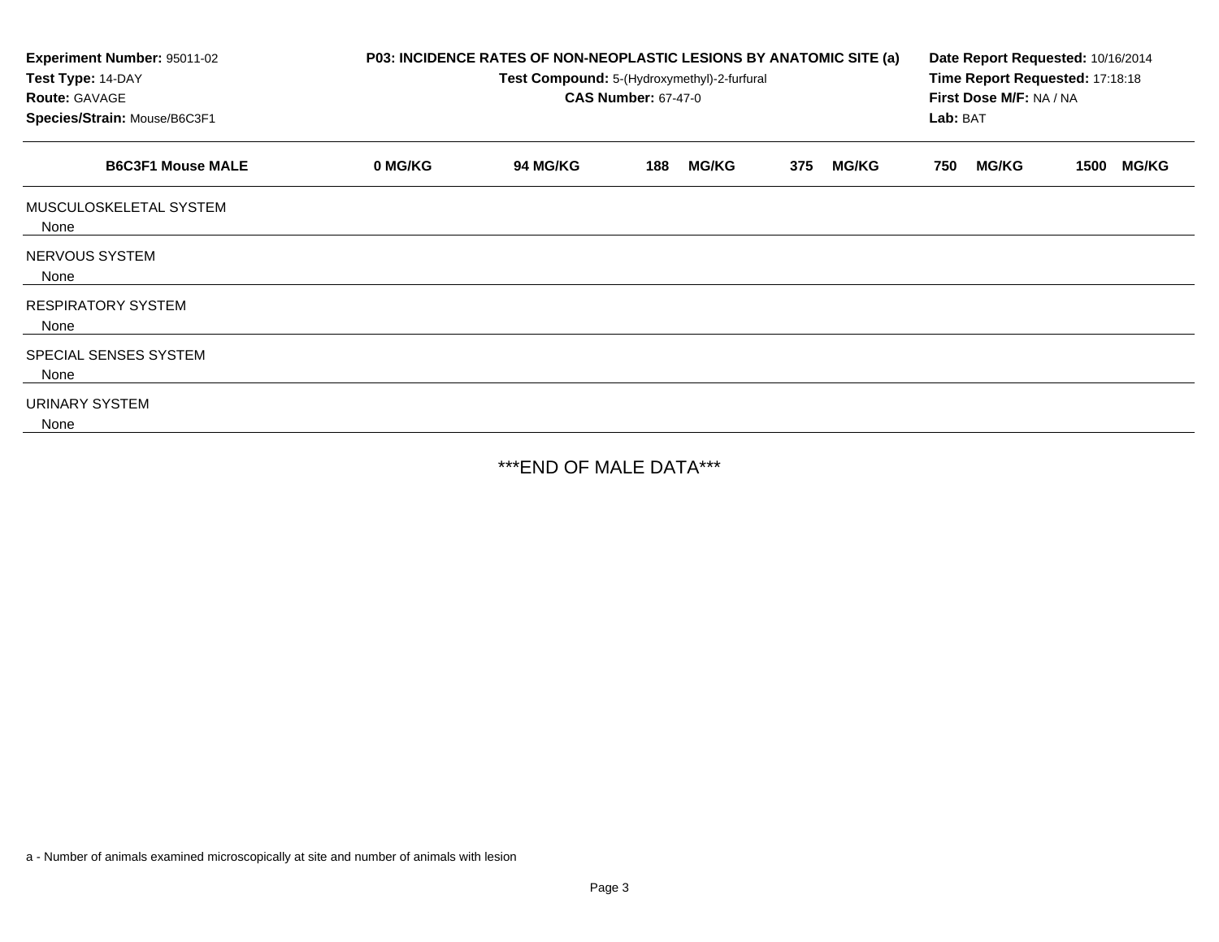**Experiment Number:** 95011-02
**Test Type:** 14-DAY
**Route:** GAVAGE
**Species/Strain:** Mouse/B6C3F1

**P03: INCIDENCE RATES OF NON-NEOPLASTIC LESIONS BY ANATOMIC SITE (a)**
**Test Compound:** 5-(Hydroxymethyl)-2-furfural
**CAS Number:** 67-47-0

**Date Report Requested:** 10/16/2014
**Time Report Requested:** 17:18:18
**First Dose M/F:** NA / NA
**Lab:** BAT

| B6C3F1 Mouse MALE | 0 MG/KG | 94 MG/KG | 188 MG/KG | 375 MG/KG | 750 MG/KG | 1500 MG/KG |
|---|---|---|---|---|---|---|
| MUSCULOSKELETAL SYSTEM | | | | | | |
| None | | | | | | |
| NERVOUS SYSTEM | | | | | | |
| None | | | | | | |
| RESPIRATORY SYSTEM | | | | | | |
| None | | | | | | |
| SPECIAL SENSES SYSTEM | | | | | | |
| None | | | | | | |
| URINARY SYSTEM | | | | | | |
| None | | | | | | |

***END OF MALE DATA***

a - Number of animals examined microscopically at site and number of animals with lesion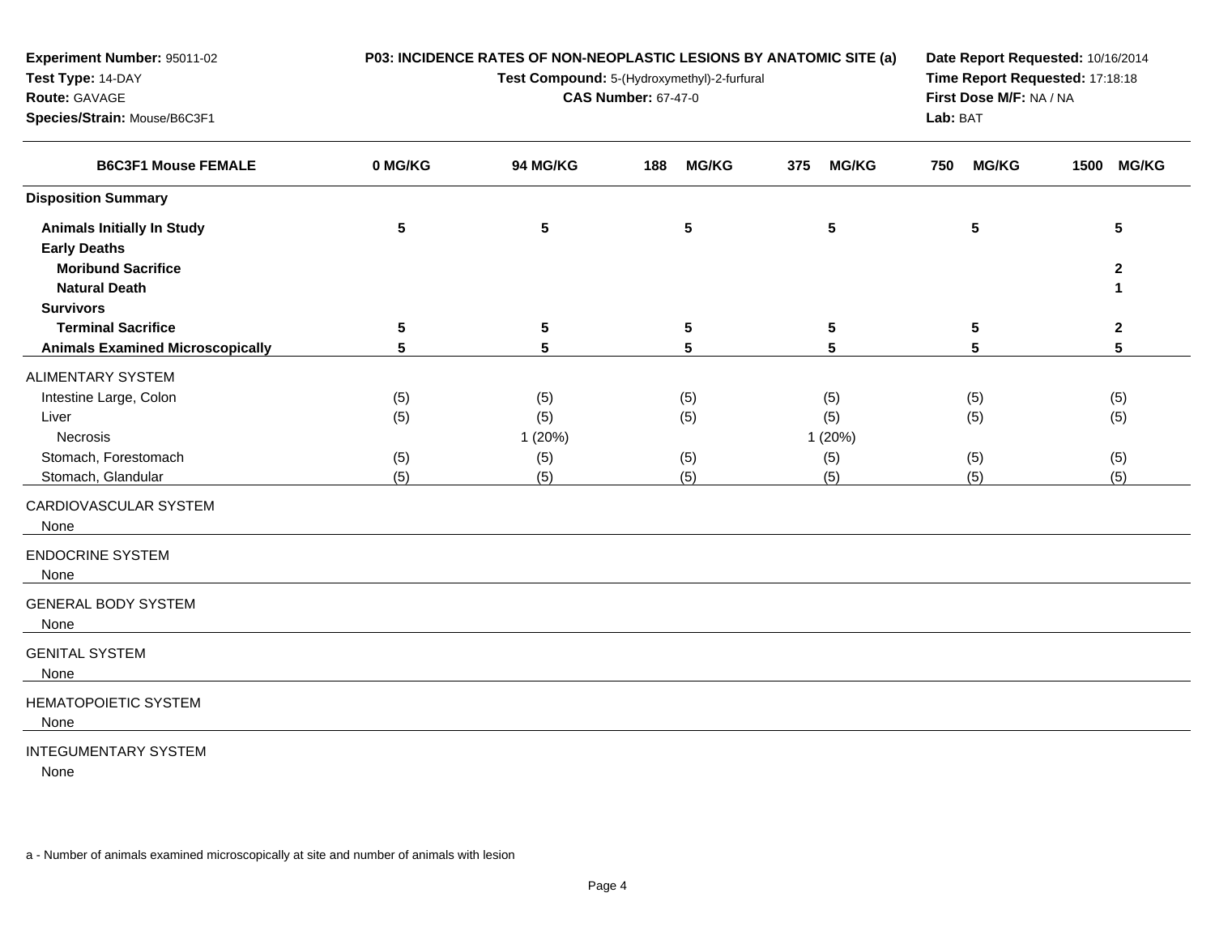**Experiment Number:** 95011-02
**Test Type:** 14-DAY
**Route:** GAVAGE
**Species/Strain:** Mouse/B6C3F1

**P03: INCIDENCE RATES OF NON-NEOPLASTIC LESIONS BY ANATOMIC SITE (a)**
**Test Compound:** 5-(Hydroxymethyl)-2-furfural
**CAS Number:** 67-47-0

**Date Report Requested:** 10/16/2014
**Time Report Requested:** 17:18:18
**First Dose M/F:** NA / NA
**Lab:** BAT

| B6C3F1 Mouse FEMALE | 0 MG/KG | 94 MG/KG | 188 MG/KG | 375 MG/KG | 750 MG/KG | 1500 MG/KG |
|---|---|---|---|---|---|---|
| **Disposition Summary** | | | | | | |
| **Animals Initially In Study** | 5 | 5 | 5 | 5 | 5 | 5 |
| **Early Deaths** | | | | | | |
| **Moribund Sacrifice** | | | | | | 2 |
| **Natural Death** | | | | | | 1 |
| **Survivors** | | | | | | |
| **Terminal Sacrifice** | 5 | 5 | 5 | 5 | 5 | 2 |
| **Animals Examined Microscopically** | 5 | 5 | 5 | 5 | 5 | 5 |
| ALIMENTARY SYSTEM | | | | | | |
| Intestine Large, Colon | (5) | (5) | (5) | (5) | (5) | (5) |
| Liver | (5) | (5) | (5) | (5) | (5) | (5) |
| Necrosis | | 1 (20%) | | 1 (20%) | | |
| Stomach, Forestomach | (5) | (5) | (5) | (5) | (5) | (5) |
| Stomach, Glandular | (5) | (5) | (5) | (5) | (5) | (5) |
| CARDIOVASCULAR SYSTEM | | | | | | |
| None | | | | | | |
| ENDOCRINE SYSTEM | | | | | | |
| None | | | | | | |
| GENERAL BODY SYSTEM | | | | | | |
| None | | | | | | |
| GENITAL SYSTEM | | | | | | |
| None | | | | | | |
| HEMATOPOIETIC SYSTEM | | | | | | |
| None | | | | | | |
| INTEGUMENTARY SYSTEM | | | | | | |
| None | | | | | | |

a - Number of animals examined microscopically at site and number of animals with lesion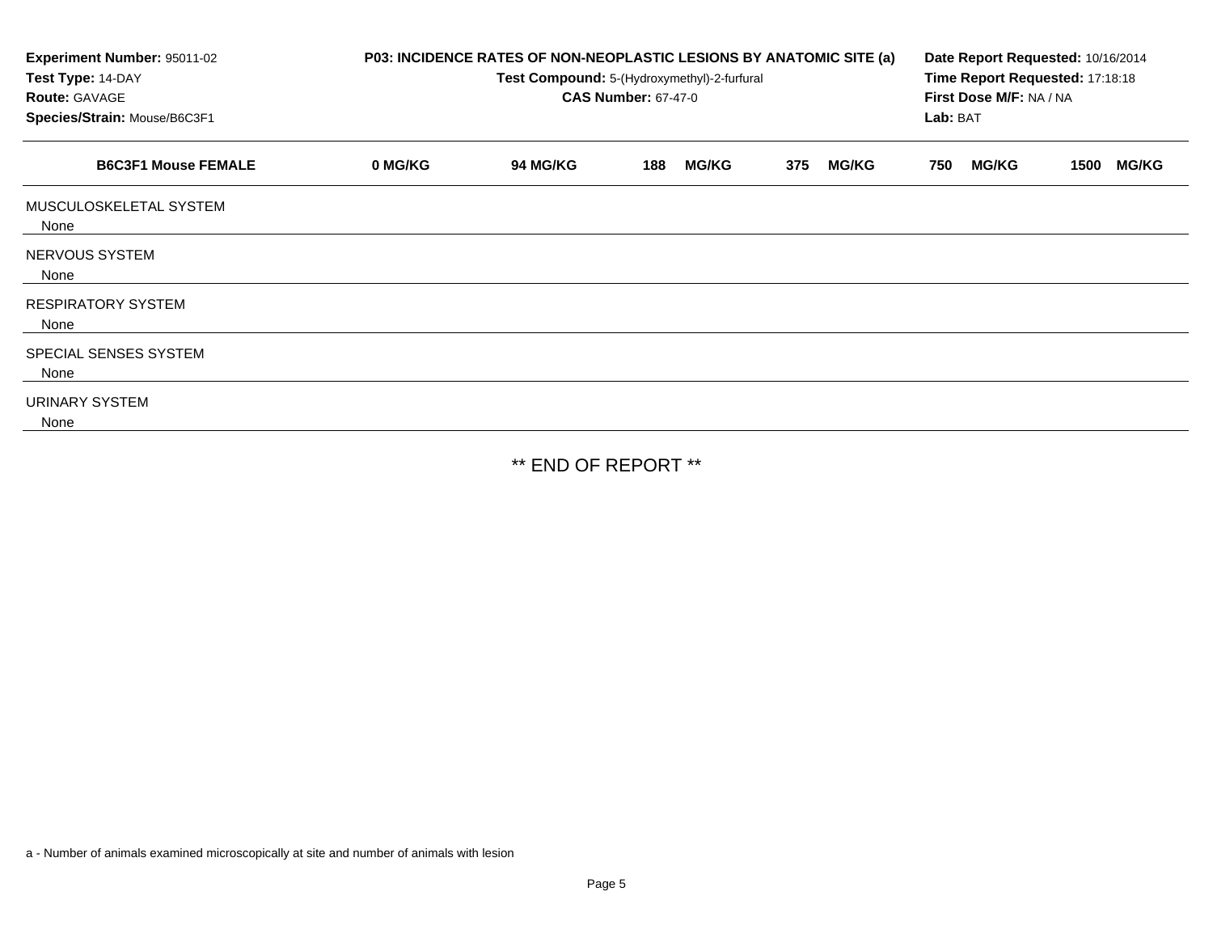**Experiment Number:** 95011-02
**Test Type:** 14-DAY
**Route:** GAVAGE
**Species/Strain:** Mouse/B6C3F1

**P03: INCIDENCE RATES OF NON-NEOPLASTIC LESIONS BY ANATOMIC SITE (a)**
**Test Compound:** 5-(Hydroxymethyl)-2-furfural
**CAS Number:** 67-47-0

**Date Report Requested:** 10/16/2014
**Time Report Requested:** 17:18:18
**First Dose M/F:** NA / NA
**Lab:** BAT

| B6C3F1 Mouse FEMALE | 0 MG/KG | 94 MG/KG | 188 MG/KG | 375 MG/KG | 750 MG/KG | 1500 MG/KG |
|---|---|---|---|---|---|---|
| MUSCULOSKELETAL SYSTEM | | | | | | |
| None | | | | | | |
| NERVOUS SYSTEM | | | | | | |
| None | | | | | | |
| RESPIRATORY SYSTEM | | | | | | |
| None | | | | | | |
| SPECIAL SENSES SYSTEM | | | | | | |
| None | | | | | | |
| URINARY SYSTEM | | | | | | |
| None | | | | | | |

** END OF REPORT **

a - Number of animals examined microscopically at site and number of animals with lesion